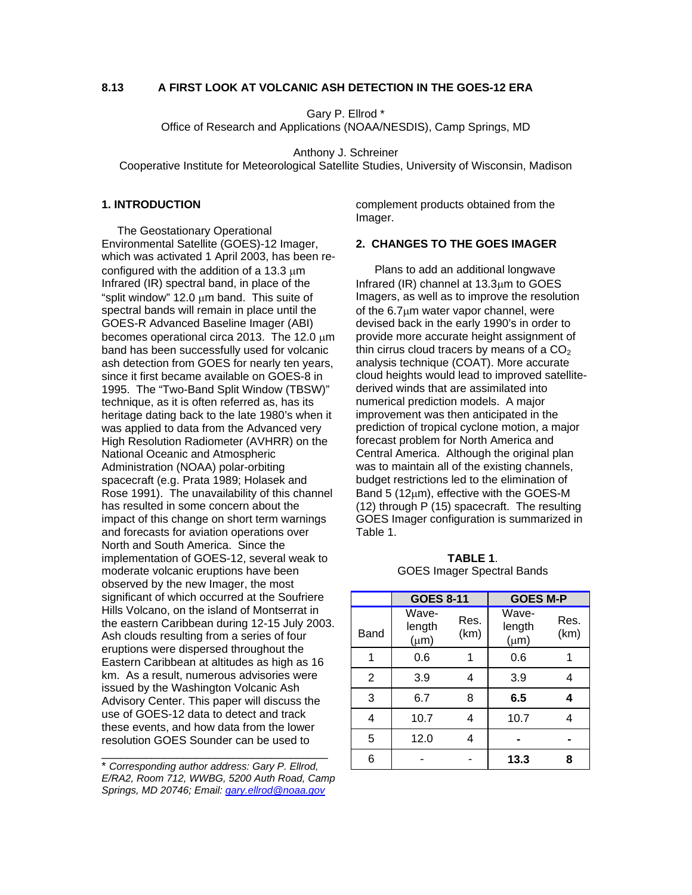# 8.13 A FIRST LOOK AT VOLCANIC ASH DETECTION IN THE GOES-12 ERA

Gary P. Ellrod *
Office of Research and Applications (NOAA/NESDIS), Camp Springs, MD

Anthony J. Schreiner
Cooperative Institute for Meteorological Satellite Studies, University of Wisconsin, Madison

## 1. INTRODUCTION

The Geostationary Operational Environmental Satellite (GOES)-12 Imager, which was activated 1 April 2003, has been re-configured with the addition of a 13.3 μm Infrared (IR) spectral band, in place of the "split window" 12.0 μm band. This suite of spectral bands will remain in place until the GOES-R Advanced Baseline Imager (ABI) becomes operational circa 2013. The 12.0 μm band has been successfully used for volcanic ash detection from GOES for nearly ten years, since it first became available on GOES-8 in 1995. The "Two-Band Split Window (TBSW)" technique, as it is often referred as, has its heritage dating back to the late 1980's when it was applied to data from the Advanced very High Resolution Radiometer (AVHRR) on the National Oceanic and Atmospheric Administration (NOAA) polar-orbiting spacecraft (e.g. Prata 1989; Holasek and Rose 1991). The unavailability of this channel has resulted in some concern about the impact of this change on short term warnings and forecasts for aviation operations over North and South America. Since the implementation of GOES-12, several weak to moderate volcanic eruptions have been observed by the new Imager, the most significant of which occurred at the Soufriere Hills Volcano, on the island of Montserrat in the eastern Caribbean during 12-15 July 2003. Ash clouds resulting from a series of four eruptions were dispersed throughout the Eastern Caribbean at altitudes as high as 16 km. As a result, numerous advisories were issued by the Washington Volcanic Ash Advisory Center. This paper will discuss the use of GOES-12 data to detect and track these events, and how data from the lower resolution GOES Sounder can be used to complement products obtained from the Imager.

## 2. CHANGES TO THE GOES IMAGER

Plans to add an additional longwave Infrared (IR) channel at 13.3μm to GOES Imagers, as well as to improve the resolution of the 6.7μm water vapor channel, were devised back in the early 1990's in order to provide more accurate height assignment of thin cirrus cloud tracers by means of a $CO_2$ analysis technique (COAT). More accurate cloud heights would lead to improved satellite-derived winds that are assimilated into numerical prediction models. A major improvement was then anticipated in the prediction of tropical cyclone motion, a major forecast problem for North America and Central America. Although the original plan was to maintain all of the existing channels, budget restrictions led to the elimination of Band 5 (12μm), effective with the GOES-M (12) through P (15) spacecraft. The resulting GOES Imager configuration is summarized in Table 1.

**TABLE 1**.
GOES Imager Spectral Bands

| | GOES 8-11 | | GOES M-P | |
|---|---|---|---|---|
| Band | Wave-length (μm) | Res. (km) | Wave-length (μm) | Res. (km) |
| 1 | 0.6 | 1 | 0.6 | 1 |
| 2 | 3.9 | 4 | 3.9 | 4 |
| 3 | 6.7 | 8 | **6.5** | **4** |
| 4 | 10.7 | 4 | 10.7 | 4 |
| 5 | 12.0 | 4 | **-** | **-** |
| 6 | - | - | **13.3** | **8** |

---

* *Corresponding author address: Gary P. Ellrod, E/RA2, Room 712, WWBG, 5200 Auth Road, Camp Springs, MD 20746; Email: gary.ellrod@noaa.gov*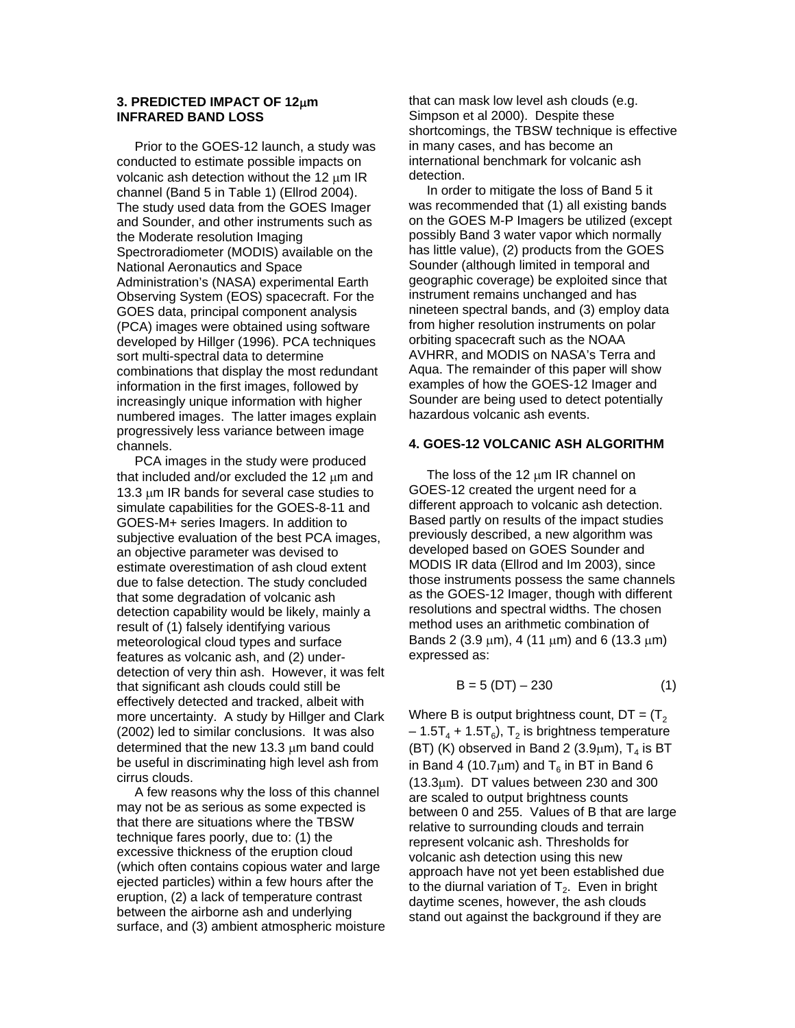### 3. PREDICTED IMPACT OF 12μm INFRARED BAND LOSS

Prior to the GOES-12 launch, a study was conducted to estimate possible impacts on volcanic ash detection without the 12 μm IR channel (Band 5 in Table 1) (Ellrod 2004). The study used data from the GOES Imager and Sounder, and other instruments such as the Moderate resolution Imaging Spectroradiometer (MODIS) available on the National Aeronautics and Space Administration's (NASA) experimental Earth Observing System (EOS) spacecraft. For the GOES data, principal component analysis (PCA) images were obtained using software developed by Hillger (1996). PCA techniques sort multi-spectral data to determine combinations that display the most redundant information in the first images, followed by increasingly unique information with higher numbered images. The latter images explain progressively less variance between image channels.

PCA images in the study were produced that included and/or excluded the 12 μm and 13.3 μm IR bands for several case studies to simulate capabilities for the GOES-8-11 and GOES-M+ series Imagers. In addition to subjective evaluation of the best PCA images, an objective parameter was devised to estimate overestimation of ash cloud extent due to false detection. The study concluded that some degradation of volcanic ash detection capability would be likely, mainly a result of (1) falsely identifying various meteorological cloud types and surface features as volcanic ash, and (2) under-detection of very thin ash. However, it was felt that significant ash clouds could still be effectively detected and tracked, albeit with more uncertainty. A study by Hillger and Clark (2002) led to similar conclusions. It was also determined that the new 13.3 μm band could be useful in discriminating high level ash from cirrus clouds.

A few reasons why the loss of this channel may not be as serious as some expected is that there are situations where the TBSW technique fares poorly, due to: (1) the excessive thickness of the eruption cloud (which often contains copious water and large ejected particles) within a few hours after the eruption, (2) a lack of temperature contrast between the airborne ash and underlying surface, and (3) ambient atmospheric moisture that can mask low level ash clouds (e.g. Simpson et al 2000). Despite these shortcomings, the TBSW technique is effective in many cases, and has become an international benchmark for volcanic ash detection.

In order to mitigate the loss of Band 5 it was recommended that (1) all existing bands on the GOES M-P Imagers be utilized (except possibly Band 3 water vapor which normally has little value), (2) products from the GOES Sounder (although limited in temporal and geographic coverage) be exploited since that instrument remains unchanged and has nineteen spectral bands, and (3) employ data from higher resolution instruments on polar orbiting spacecraft such as the NOAA AVHRR, and MODIS on NASA's Terra and Aqua. The remainder of this paper will show examples of how the GOES-12 Imager and Sounder are being used to detect potentially hazardous volcanic ash events.

### 4. GOES-12 VOLCANIC ASH ALGORITHM

The loss of the 12 μm IR channel on GOES-12 created the urgent need for a different approach to volcanic ash detection. Based partly on results of the impact studies previously described, a new algorithm was developed based on GOES Sounder and MODIS IR data (Ellrod and Im 2003), since those instruments possess the same channels as the GOES-12 Imager, though with different resolutions and spectral widths. The chosen method uses an arithmetic combination of Bands 2 (3.9 μm), 4 (11 μm) and 6 (13.3 μm) expressed as:

$$B = 5\,(DT) - 230 \qquad (1)$$

Where B is output brightness count, $DT = (T_2 - 1.5T_4 + 1.5T_6)$, $T_2$ is brightness temperature (BT) (K) observed in Band 2 (3.9μm), $T_4$ is BT in Band 4 (10.7μm) and $T_6$ in BT in Band 6 (13.3μm). DT values between 230 and 300 are scaled to output brightness counts between 0 and 255. Values of B that are large relative to surrounding clouds and terrain represent volcanic ash. Thresholds for volcanic ash detection using this new approach have not yet been established due to the diurnal variation of $T_2$. Even in bright daytime scenes, however, the ash clouds stand out against the background if they are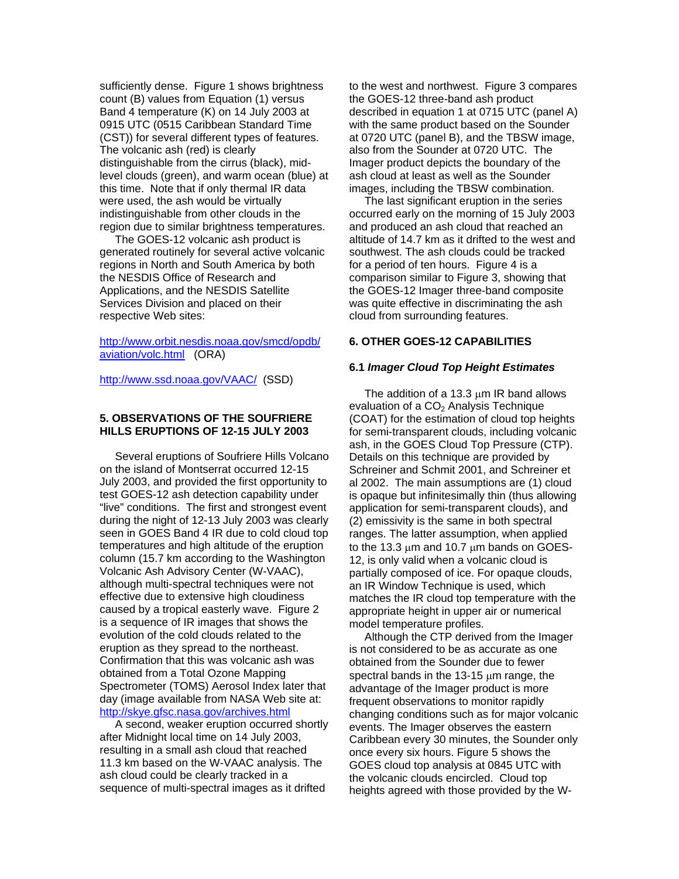sufficiently dense. Figure 1 shows brightness count (B) values from Equation (1) versus Band 4 temperature (K) on 14 July 2003 at 0915 UTC (0515 Caribbean Standard Time (CST)) for several different types of features. The volcanic ash (red) is clearly distinguishable from the cirrus (black), mid-level clouds (green), and warm ocean (blue) at this time. Note that if only thermal IR data were used, the ash would be virtually indistinguishable from other clouds in the region due to similar brightness temperatures.

The GOES-12 volcanic ash product is generated routinely for several active volcanic regions in North and South America by both the NESDIS Office of Research and Applications, and the NESDIS Satellite Services Division and placed on their respective Web sites:

http://www.orbit.nesdis.noaa.gov/smcd/opdb/aviation/volc.html (ORA)

http://www.ssd.noaa.gov/VAAC/ (SSD)

## 5. OBSERVATIONS OF THE SOUFRIERE HILLS ERUPTIONS OF 12-15 JULY 2003

Several eruptions of Soufriere Hills Volcano on the island of Montserrat occurred 12-15 July 2003, and provided the first opportunity to test GOES-12 ash detection capability under "live" conditions. The first and strongest event during the night of 12-13 July 2003 was clearly seen in GOES Band 4 IR due to cold cloud top temperatures and high altitude of the eruption column (15.7 km according to the Washington Volcanic Ash Advisory Center (W-VAAC), although multi-spectral techniques were not effective due to extensive high cloudiness caused by a tropical easterly wave. Figure 2 is a sequence of IR images that shows the evolution of the cold clouds related to the eruption as they spread to the northeast. Confirmation that this was volcanic ash was obtained from a Total Ozone Mapping Spectrometer (TOMS) Aerosol Index later that day (image available from NASA Web site at: http://skye.gfsc.nasa.gov/archives.html

A second, weaker eruption occurred shortly after Midnight local time on 14 July 2003, resulting in a small ash cloud that reached 11.3 km based on the W-VAAC analysis. The ash cloud could be clearly tracked in a sequence of multi-spectral images as it drifted to the west and northwest. Figure 3 compares the GOES-12 three-band ash product described in equation 1 at 0715 UTC (panel A) with the same product based on the Sounder at 0720 UTC (panel B), and the TBSW image, also from the Sounder at 0720 UTC. The Imager product depicts the boundary of the ash cloud at least as well as the Sounder images, including the TBSW combination.

The last significant eruption in the series occurred early on the morning of 15 July 2003 and produced an ash cloud that reached an altitude of 14.7 km as it drifted to the west and southwest. The ash clouds could be tracked for a period of ten hours. Figure 4 is a comparison similar to Figure 3, showing that the GOES-12 Imager three-band composite was quite effective in discriminating the ash cloud from surrounding features.

## 6. OTHER GOES-12 CAPABILITIES

### 6.1 *Imager Cloud Top Height Estimates*

The addition of a 13.3 μm IR band allows evaluation of a $CO_2$ Analysis Technique (COAT) for the estimation of cloud top heights for semi-transparent clouds, including volcanic ash, in the GOES Cloud Top Pressure (CTP). Details on this technique are provided by Schreiner and Schmit 2001, and Schreiner et al 2002. The main assumptions are (1) cloud is opaque but infinitesimally thin (thus allowing application for semi-transparent clouds), and (2) emissivity is the same in both spectral ranges. The latter assumption, when applied to the 13.3 μm and 10.7 μm bands on GOES-12, is only valid when a volcanic cloud is partially composed of ice. For opaque clouds, an IR Window Technique is used, which matches the IR cloud top temperature with the appropriate height in upper air or numerical model temperature profiles.

Although the CTP derived from the Imager is not considered to be as accurate as one obtained from the Sounder due to fewer spectral bands in the 13-15 μm range, the advantage of the Imager product is more frequent observations to monitor rapidly changing conditions such as for major volcanic events. The Imager observes the eastern Caribbean every 30 minutes, the Sounder only once every six hours. Figure 5 shows the GOES cloud top analysis at 0845 UTC with the volcanic clouds encircled. Cloud top heights agreed with those provided by the W-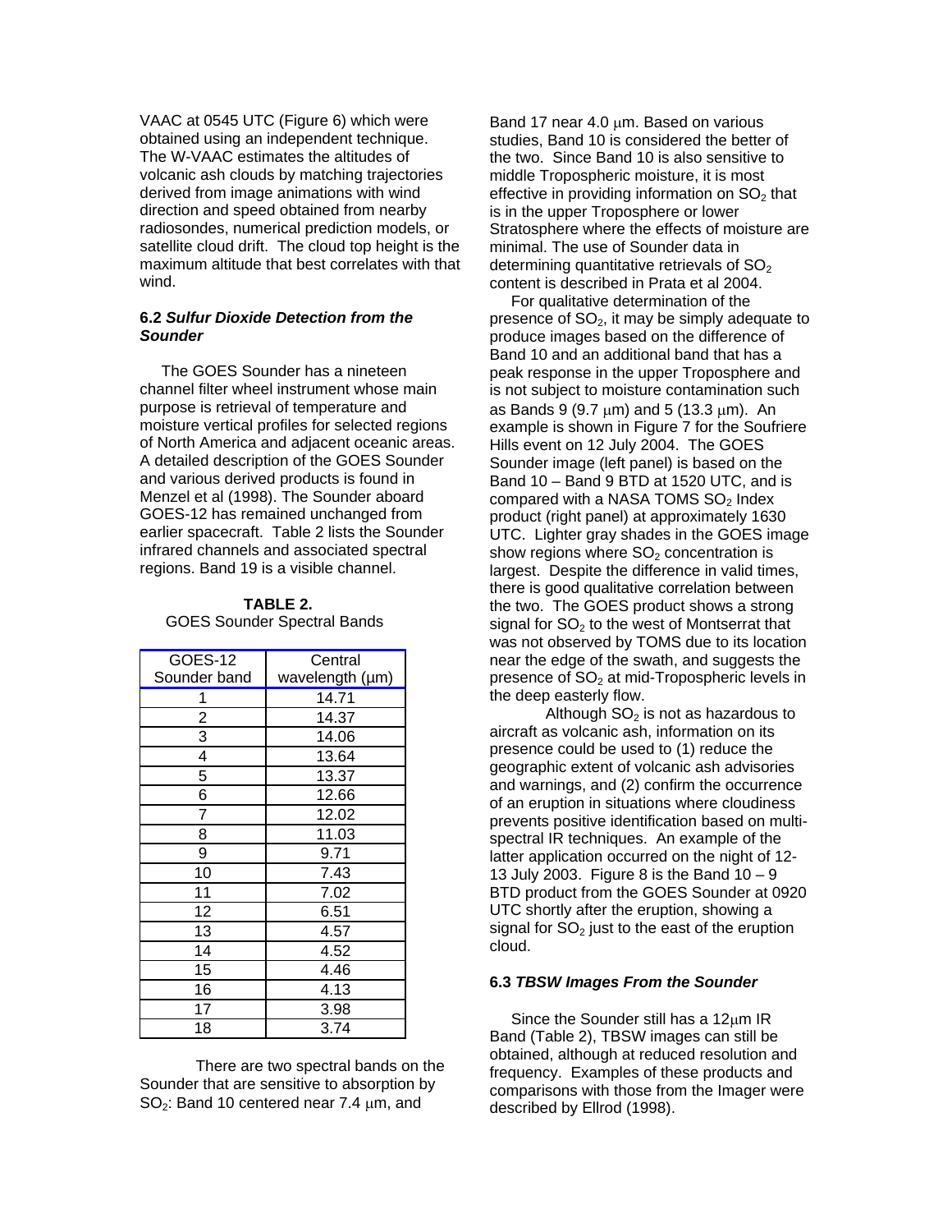VAAC at 0545 UTC (Figure 6) which were obtained using an independent technique. The W-VAAC estimates the altitudes of volcanic ash clouds by matching trajectories derived from image animations with wind direction and speed obtained from nearby radiosondes, numerical prediction models, or satellite cloud drift. The cloud top height is the maximum altitude that best correlates with that wind.

### 6.2 *Sulfur Dioxide Detection from the Sounder*

The GOES Sounder has a nineteen channel filter wheel instrument whose main purpose is retrieval of temperature and moisture vertical profiles for selected regions of North America and adjacent oceanic areas. A detailed description of the GOES Sounder and various derived products is found in Menzel et al (1998). The Sounder aboard GOES-12 has remained unchanged from earlier spacecraft. Table 2 lists the Sounder infrared channels and associated spectral regions. Band 19 is a visible channel.

**TABLE 2.**
GOES Sounder Spectral Bands

| GOES-12 Sounder band | Central wavelength (μm) |
|---|---|
| 1 | 14.71 |
| 2 | 14.37 |
| 3 | 14.06 |
| 4 | 13.64 |
| 5 | 13.37 |
| 6 | 12.66 |
| 7 | 12.02 |
| 8 | 11.03 |
| 9 | 9.71 |
| 10 | 7.43 |
| 11 | 7.02 |
| 12 | 6.51 |
| 13 | 4.57 |
| 14 | 4.52 |
| 15 | 4.46 |
| 16 | 4.13 |
| 17 | 3.98 |
| 18 | 3.74 |

There are two spectral bands on the Sounder that are sensitive to absorption by $SO_2$: Band 10 centered near 7.4 μm, and Band 17 near 4.0 μm. Based on various studies, Band 10 is considered the better of the two. Since Band 10 is also sensitive to middle Tropospheric moisture, it is most effective in providing information on $SO_2$ that is in the upper Troposphere or lower Stratosphere where the effects of moisture are minimal. The use of Sounder data in determining quantitative retrievals of $SO_2$ content is described in Prata et al 2004.

For qualitative determination of the presence of $SO_2$, it may be simply adequate to produce images based on the difference of Band 10 and an additional band that has a peak response in the upper Troposphere and is not subject to moisture contamination such as Bands 9 (9.7 μm) and 5 (13.3 μm). An example is shown in Figure 7 for the Soufriere Hills event on 12 July 2004. The GOES Sounder image (left panel) is based on the Band 10 – Band 9 BTD at 1520 UTC, and is compared with a NASA TOMS $SO_2$ Index product (right panel) at approximately 1630 UTC. Lighter gray shades in the GOES image show regions where $SO_2$ concentration is largest. Despite the difference in valid times, there is good qualitative correlation between the two. The GOES product shows a strong signal for $SO_2$ to the west of Montserrat that was not observed by TOMS due to its location near the edge of the swath, and suggests the presence of $SO_2$ at mid-Tropospheric levels in the deep easterly flow.

Although $SO_2$ is not as hazardous to aircraft as volcanic ash, information on its presence could be used to (1) reduce the geographic extent of volcanic ash advisories and warnings, and (2) confirm the occurrence of an eruption in situations where cloudiness prevents positive identification based on multi-spectral IR techniques. An example of the latter application occurred on the night of 12-13 July 2003. Figure 8 is the Band 10 – 9 BTD product from the GOES Sounder at 0920 UTC shortly after the eruption, showing a signal for $SO_2$ just to the east of the eruption cloud.

### 6.3 *TBSW Images From the Sounder*

Since the Sounder still has a 12μm IR Band (Table 2), TBSW images can still be obtained, although at reduced resolution and frequency. Examples of these products and comparisons with those from the Imager were described by Ellrod (1998).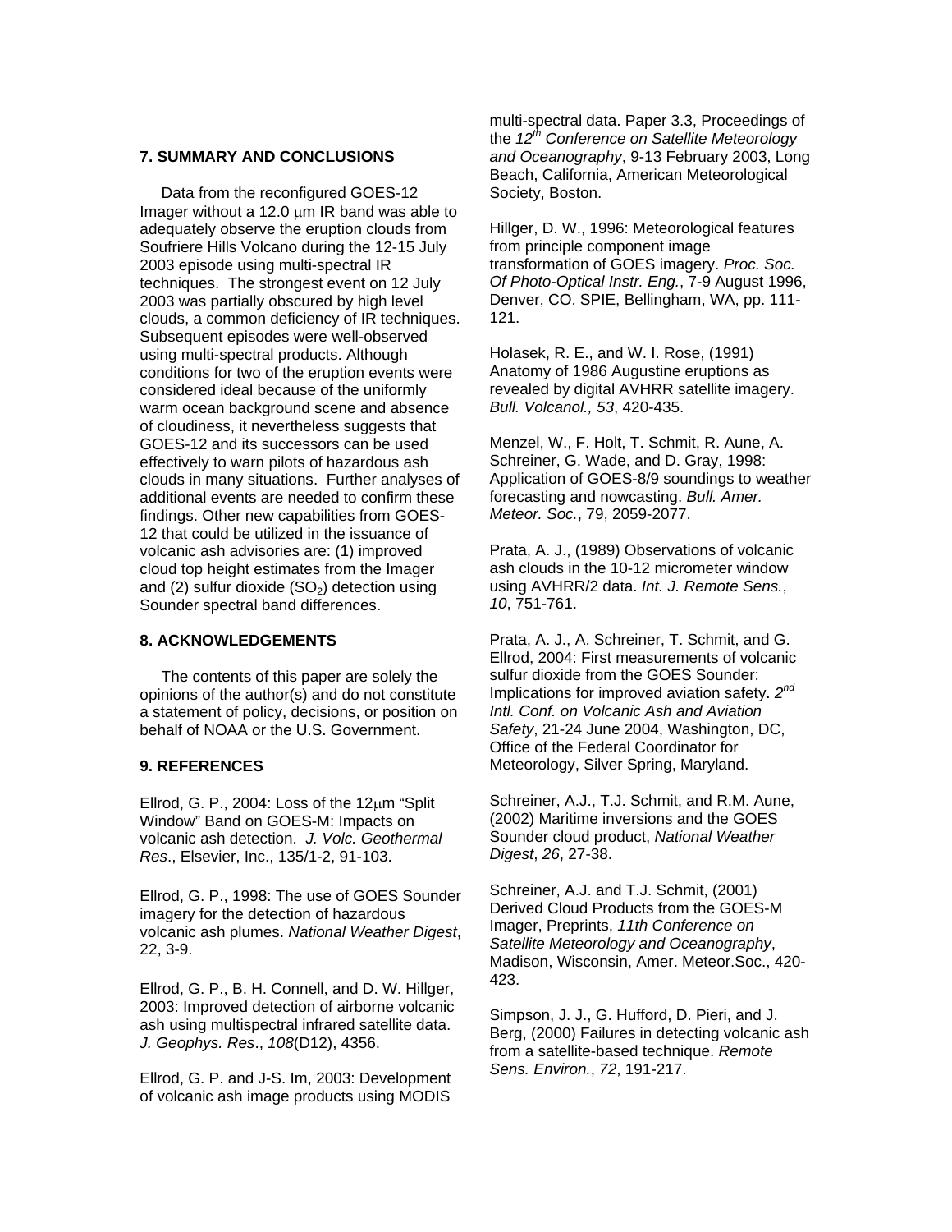## 7. SUMMARY AND CONCLUSIONS

Data from the reconfigured GOES-12 Imager without a 12.0 μm IR band was able to adequately observe the eruption clouds from Soufriere Hills Volcano during the 12-15 July 2003 episode using multi-spectral IR techniques. The strongest event on 12 July 2003 was partially obscured by high level clouds, a common deficiency of IR techniques. Subsequent episodes were well-observed using multi-spectral products. Although conditions for two of the eruption events were considered ideal because of the uniformly warm ocean background scene and absence of cloudiness, it nevertheless suggests that GOES-12 and its successors can be used effectively to warn pilots of hazardous ash clouds in many situations. Further analyses of additional events are needed to confirm these findings. Other new capabilities from GOES-12 that could be utilized in the issuance of volcanic ash advisories are: (1) improved cloud top height estimates from the Imager and (2) sulfur dioxide ($SO_2$) detection using Sounder spectral band differences.

## 8. ACKNOWLEDGEMENTS

The contents of this paper are solely the opinions of the author(s) and do not constitute a statement of policy, decisions, or position on behalf of NOAA or the U.S. Government.

## 9. REFERENCES

Ellrod, G. P., 2004: Loss of the 12μm "Split Window" Band on GOES-M: Impacts on volcanic ash detection. *J. Volc. Geothermal Res*., Elsevier, Inc., 135/1-2, 91-103.

Ellrod, G. P., 1998: The use of GOES Sounder imagery for the detection of hazardous volcanic ash plumes. *National Weather Digest*, 22, 3-9.

Ellrod, G. P., B. H. Connell, and D. W. Hillger, 2003: Improved detection of airborne volcanic ash using multispectral infrared satellite data. *J. Geophys. Res*., *108*(D12), 4356.

Ellrod, G. P. and J-S. Im, 2003: Development of volcanic ash image products using MODIS multi-spectral data. Paper 3.3, Proceedings of the *12th Conference on Satellite Meteorology and Oceanography*, 9-13 February 2003, Long Beach, California, American Meteorological Society, Boston.

Hillger, D. W., 1996: Meteorological features from principle component image transformation of GOES imagery. *Proc. Soc. Of Photo-Optical Instr. Eng.*, 7-9 August 1996, Denver, CO. SPIE, Bellingham, WA, pp. 111-121.

Holasek, R. E., and W. I. Rose, (1991) Anatomy of 1986 Augustine eruptions as revealed by digital AVHRR satellite imagery. *Bull. Volcanol., 53*, 420-435.

Menzel, W., F. Holt, T. Schmit, R. Aune, A. Schreiner, G. Wade, and D. Gray, 1998: Application of GOES-8/9 soundings to weather forecasting and nowcasting. *Bull. Amer. Meteor. Soc.*, 79, 2059-2077.

Prata, A. J., (1989) Observations of volcanic ash clouds in the 10-12 micrometer window using AVHRR/2 data. *Int. J. Remote Sens.*, *10*, 751-761.

Prata, A. J., A. Schreiner, T. Schmit, and G. Ellrod, 2004: First measurements of volcanic sulfur dioxide from the GOES Sounder: Implications for improved aviation safety. *2nd Intl. Conf. on Volcanic Ash and Aviation Safety*, 21-24 June 2004, Washington, DC, Office of the Federal Coordinator for Meteorology, Silver Spring, Maryland.

Schreiner, A.J., T.J. Schmit, and R.M. Aune, (2002) Maritime inversions and the GOES Sounder cloud product, *National Weather Digest*, *26*, 27-38.

Schreiner, A.J. and T.J. Schmit, (2001) Derived Cloud Products from the GOES-M Imager, Preprints, *11th Conference on Satellite Meteorology and Oceanography*, Madison, Wisconsin, Amer. Meteor.Soc., 420-423.

Simpson, J. J., G. Hufford, D. Pieri, and J. Berg, (2000) Failures in detecting volcanic ash from a satellite-based technique. *Remote Sens. Environ.*, *72*, 191-217.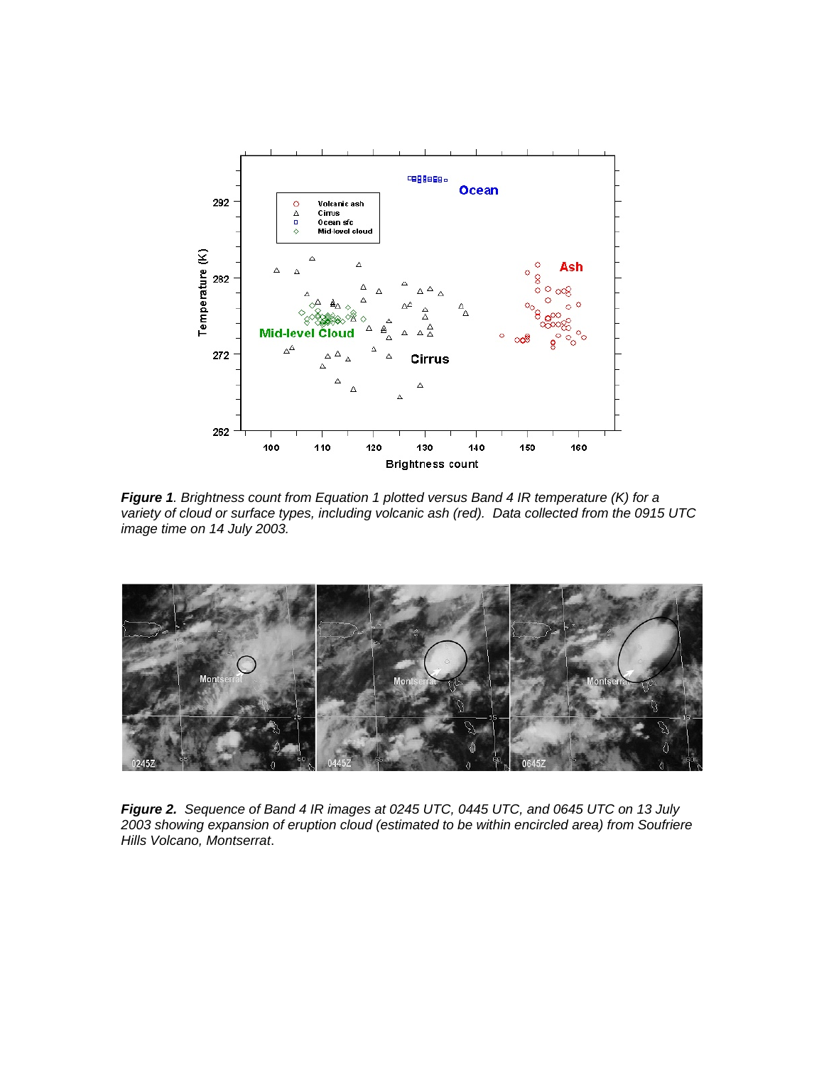***Figure 1**. Brightness count from Equation 1 plotted versus Band 4 IR temperature (K) for a variety of cloud or surface types, including volcanic ash (red). Data collected from the 0915 UTC image time on 14 July 2003.*

***Figure 2.** Sequence of Band 4 IR images at 0245 UTC, 0445 UTC, and 0645 UTC on 13 July 2003 showing expansion of eruption cloud (estimated to be within encircled area) from Soufriere Hills Volcano, Montserrat.*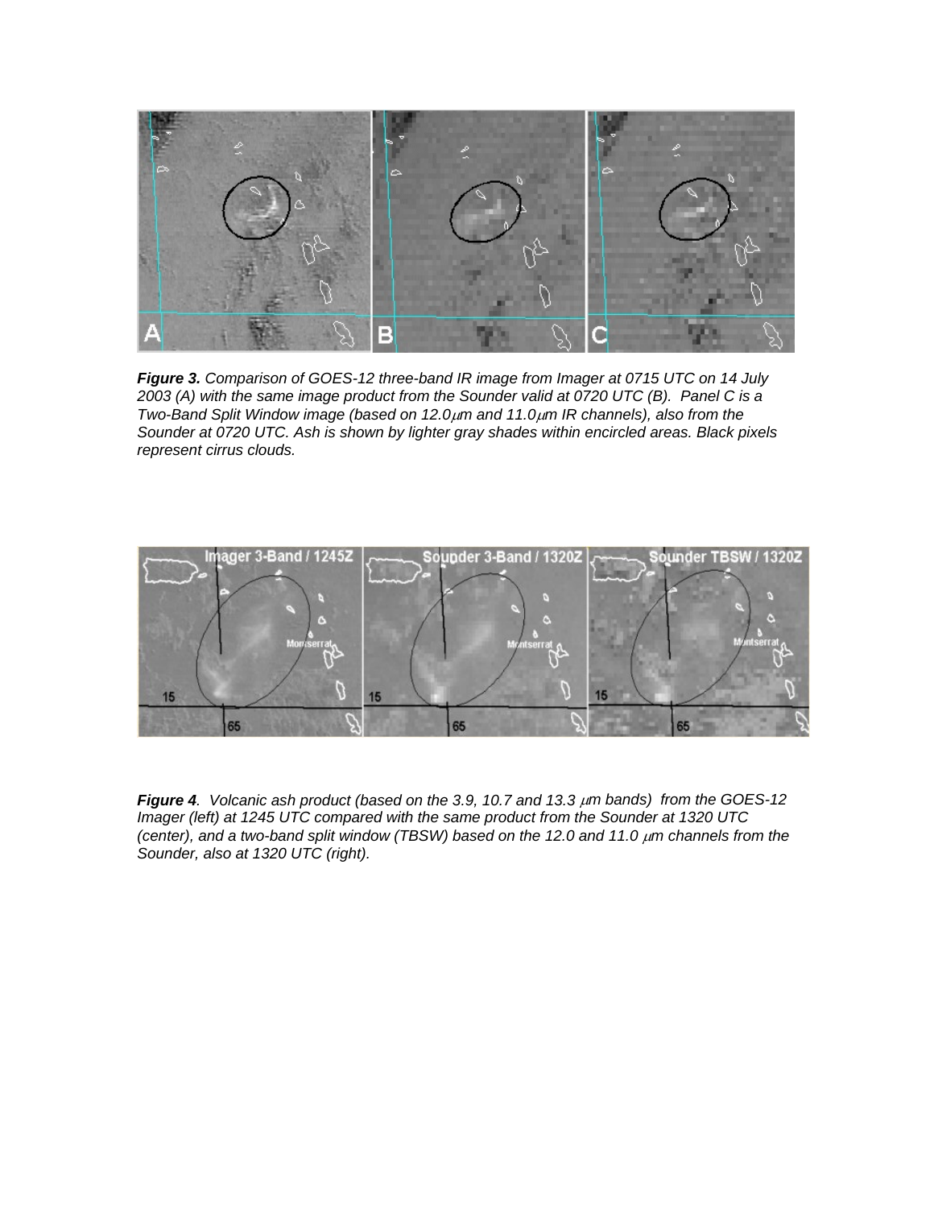***Figure 3.*** *Comparison of GOES-12 three-band IR image from Imager at 0715 UTC on 14 July 2003 (A) with the same image product from the Sounder valid at 0720 UTC (B). Panel C is a Two-Band Split Window image (based on 12.0μm and 11.0μm IR channels), also from the Sounder at 0720 UTC. Ash is shown by lighter gray shades within encircled areas. Black pixels represent cirrus clouds.*

***Figure 4****. Volcanic ash product (based on the 3.9, 10.7 and 13.3 μm bands) from the GOES-12 Imager (left) at 1245 UTC compared with the same product from the Sounder at 1320 UTC (center), and a two-band split window (TBSW) based on the 12.0 and 11.0 μm channels from the Sounder, also at 1320 UTC (right).*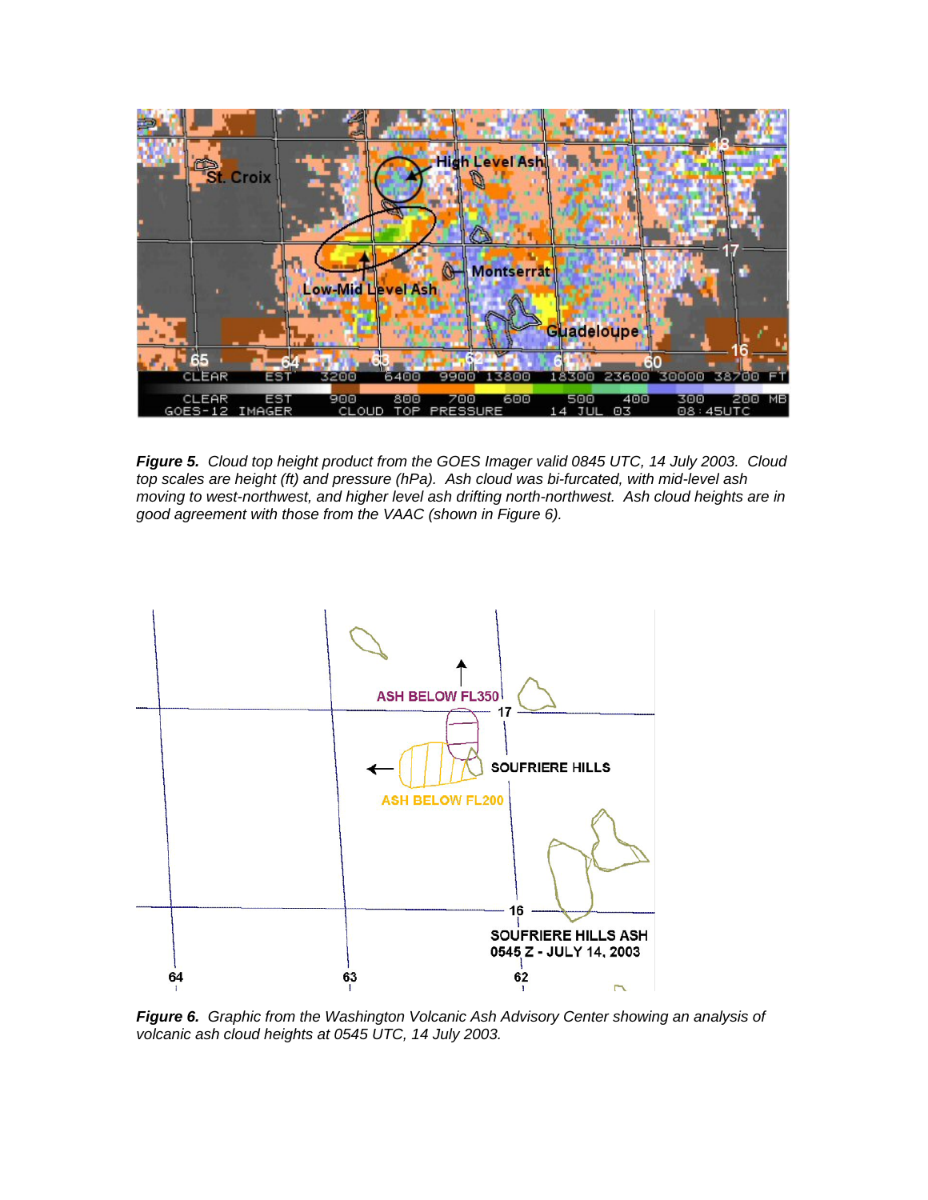***Figure 5.*** *Cloud top height product from the GOES Imager valid 0845 UTC, 14 July 2003. Cloud top scales are height (ft) and pressure (hPa). Ash cloud was bi-furcated, with mid-level ash moving to west-northwest, and higher level ash drifting north-northwest. Ash cloud heights are in good agreement with those from the VAAC (shown in Figure 6).*

***Figure 6.*** *Graphic from the Washington Volcanic Ash Advisory Center showing an analysis of volcanic ash cloud heights at 0545 UTC, 14 July 2003.*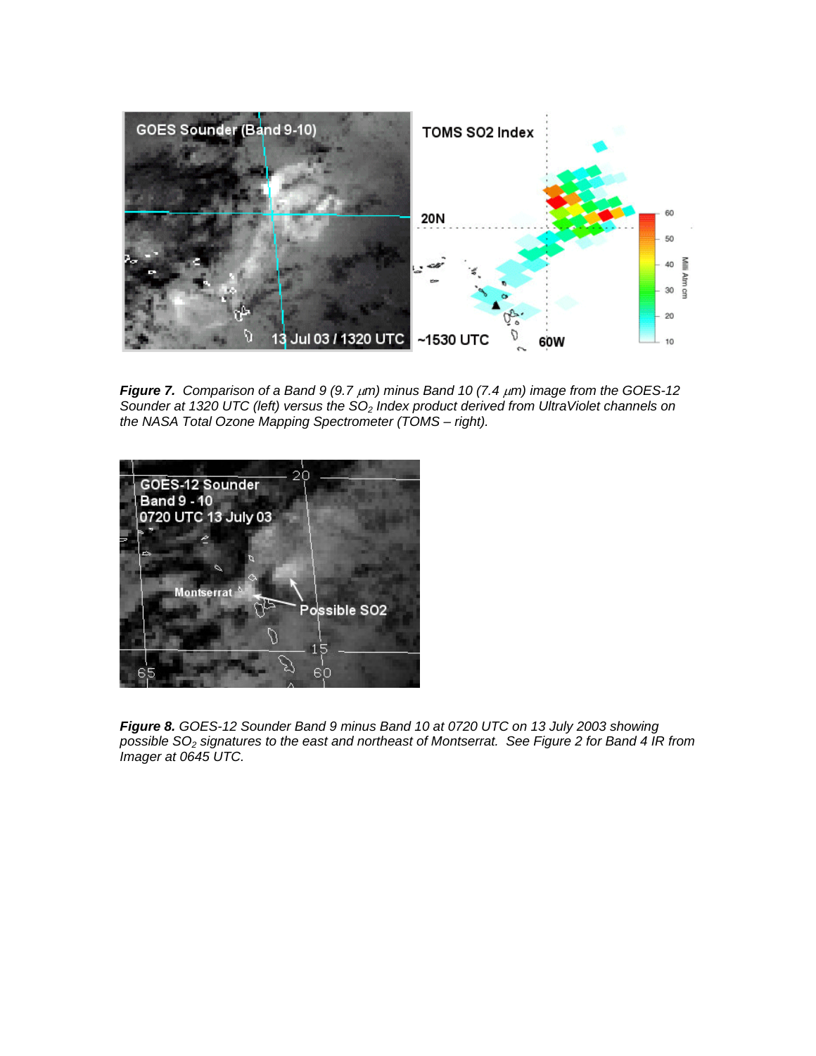GOES Sounder (Band 9-10)

13 Jul 03 / 1320 UTC

TOMS SO2 Index

20N

~1530 UTC

60W

60
50
40
30
20
10

Milli Atm cm

***Figure 7.*** *Comparison of a Band 9 (9.7 $\mu$m) minus Band 10 (7.4 $\mu$m) image from the GOES-12 Sounder at 1320 UTC (left) versus the $SO_2$ Index product derived from UltraViolet channels on the NASA Total Ozone Mapping Spectrometer (TOMS – right).*

GOES-12 Sounder
Band 9 - 10
0720 UTC 13 July 03

20

Montserrat

Possible SO2

15

65

60

***Figure 8.*** *GOES-12 Sounder Band 9 minus Band 10 at 0720 UTC on 13 July 2003 showing possible $SO_2$ signatures to the east and northeast of Montserrat. See Figure 2 for Band 4 IR from Imager at 0645 UTC.*